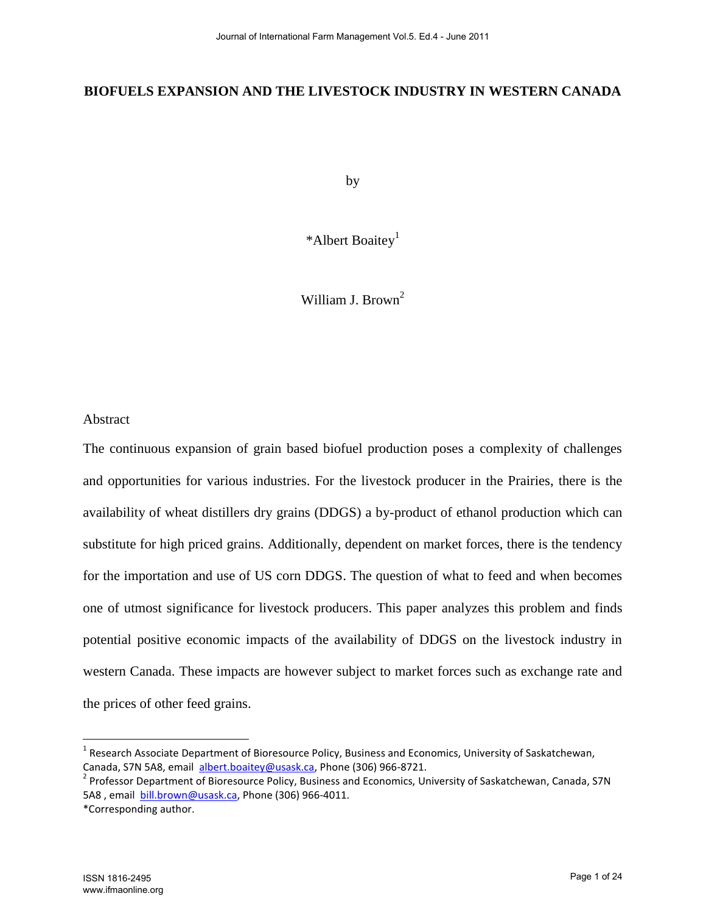# BIOFUELS EXPANSION AND THE LIVESTOCK INDUSTRY IN WESTERN CANADA

by

*Albert Boaitey[1]

William J. Brown[2]

Abstract

The continuous expansion of grain based biofuel production poses a complexity of challenges and opportunities for various industries. For the livestock producer in the Prairies, there is the availability of wheat distillers dry grains (DDGS) a by-product of ethanol production which can substitute for high priced grains. Additionally, dependent on market forces, there is the tendency for the importation and use of US corn DDGS. The question of what to feed and when becomes one of utmost significance for livestock producers. This paper analyzes this problem and finds potential positive economic impacts of the availability of DDGS on the livestock industry in western Canada. These impacts are however subject to market forces such as exchange rate and the prices of other feed grains.

---

[1] Research Associate Department of Bioresource Policy, Business and Economics, University of Saskatchewan, Canada, S7N 5A8, email albert.boaitey@usask.ca, Phone (306) 966-8721.

[2] Professor Department of Bioresource Policy, Business and Economics, University of Saskatchewan, Canada, S7N 5A8 , email bill.brown@usask.ca, Phone (306) 966-4011.

*Corresponding author.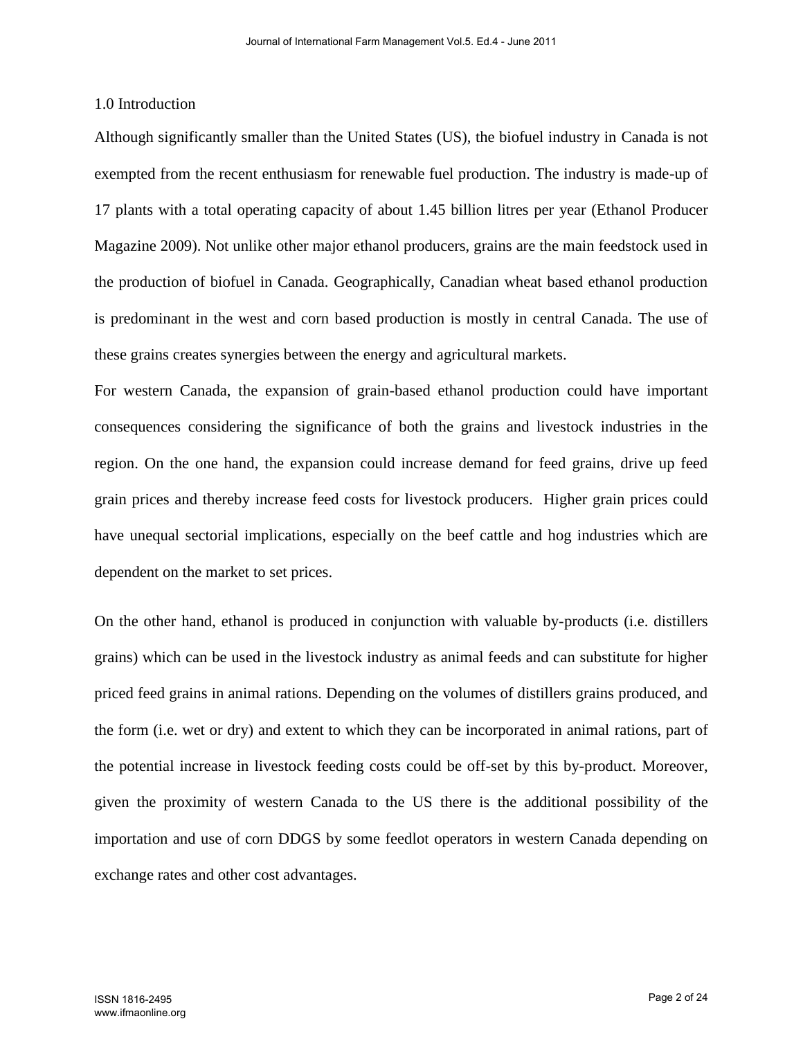## 1.0 Introduction

Although significantly smaller than the United States (US), the biofuel industry in Canada is not exempted from the recent enthusiasm for renewable fuel production. The industry is made-up of 17 plants with a total operating capacity of about 1.45 billion litres per year (Ethanol Producer Magazine 2009). Not unlike other major ethanol producers, grains are the main feedstock used in the production of biofuel in Canada. Geographically, Canadian wheat based ethanol production is predominant in the west and corn based production is mostly in central Canada. The use of these grains creates synergies between the energy and agricultural markets.

For western Canada, the expansion of grain-based ethanol production could have important consequences considering the significance of both the grains and livestock industries in the region. On the one hand, the expansion could increase demand for feed grains, drive up feed grain prices and thereby increase feed costs for livestock producers. Higher grain prices could have unequal sectorial implications, especially on the beef cattle and hog industries which are dependent on the market to set prices.

On the other hand, ethanol is produced in conjunction with valuable by-products (i.e. distillers grains) which can be used in the livestock industry as animal feeds and can substitute for higher priced feed grains in animal rations. Depending on the volumes of distillers grains produced, and the form (i.e. wet or dry) and extent to which they can be incorporated in animal rations, part of the potential increase in livestock feeding costs could be off-set by this by-product. Moreover, given the proximity of western Canada to the US there is the additional possibility of the importation and use of corn DDGS by some feedlot operators in western Canada depending on exchange rates and other cost advantages.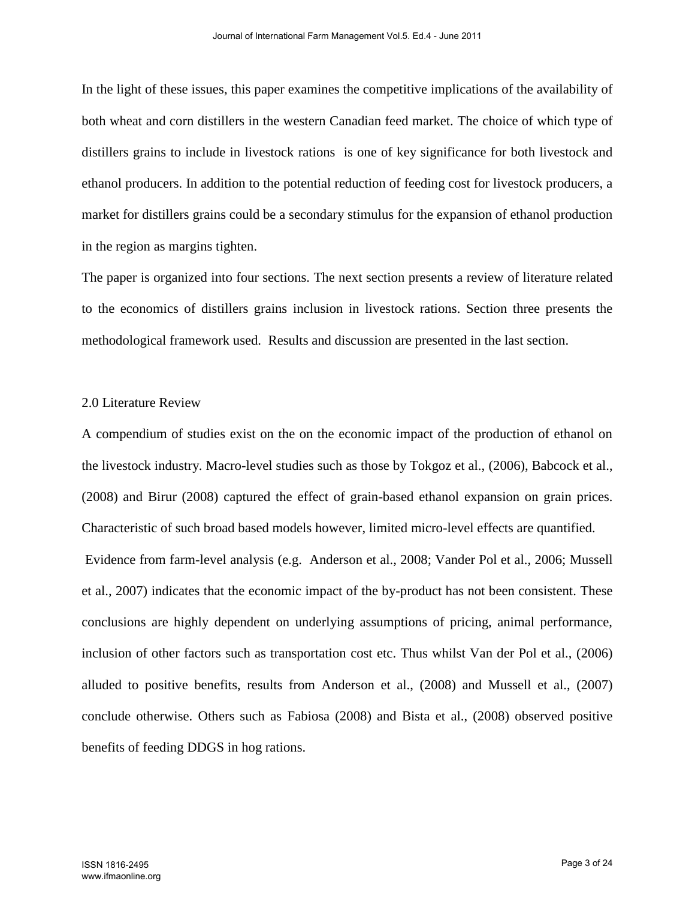In the light of these issues, this paper examines the competitive implications of the availability of both wheat and corn distillers in the western Canadian feed market. The choice of which type of distillers grains to include in livestock rations is one of key significance for both livestock and ethanol producers. In addition to the potential reduction of feeding cost for livestock producers, a market for distillers grains could be a secondary stimulus for the expansion of ethanol production in the region as margins tighten.

The paper is organized into four sections. The next section presents a review of literature related to the economics of distillers grains inclusion in livestock rations. Section three presents the methodological framework used. Results and discussion are presented in the last section.

## 2.0 Literature Review

A compendium of studies exist on the on the economic impact of the production of ethanol on the livestock industry. Macro-level studies such as those by Tokgoz et al., (2006), Babcock et al., (2008) and Birur (2008) captured the effect of grain-based ethanol expansion on grain prices. Characteristic of such broad based models however, limited micro-level effects are quantified.

Evidence from farm-level analysis (e.g. Anderson et al., 2008; Vander Pol et al., 2006; Mussell et al., 2007) indicates that the economic impact of the by-product has not been consistent. These conclusions are highly dependent on underlying assumptions of pricing, animal performance, inclusion of other factors such as transportation cost etc. Thus whilst Van der Pol et al., (2006) alluded to positive benefits, results from Anderson et al., (2008) and Mussell et al., (2007) conclude otherwise. Others such as Fabiosa (2008) and Bista et al., (2008) observed positive benefits of feeding DDGS in hog rations.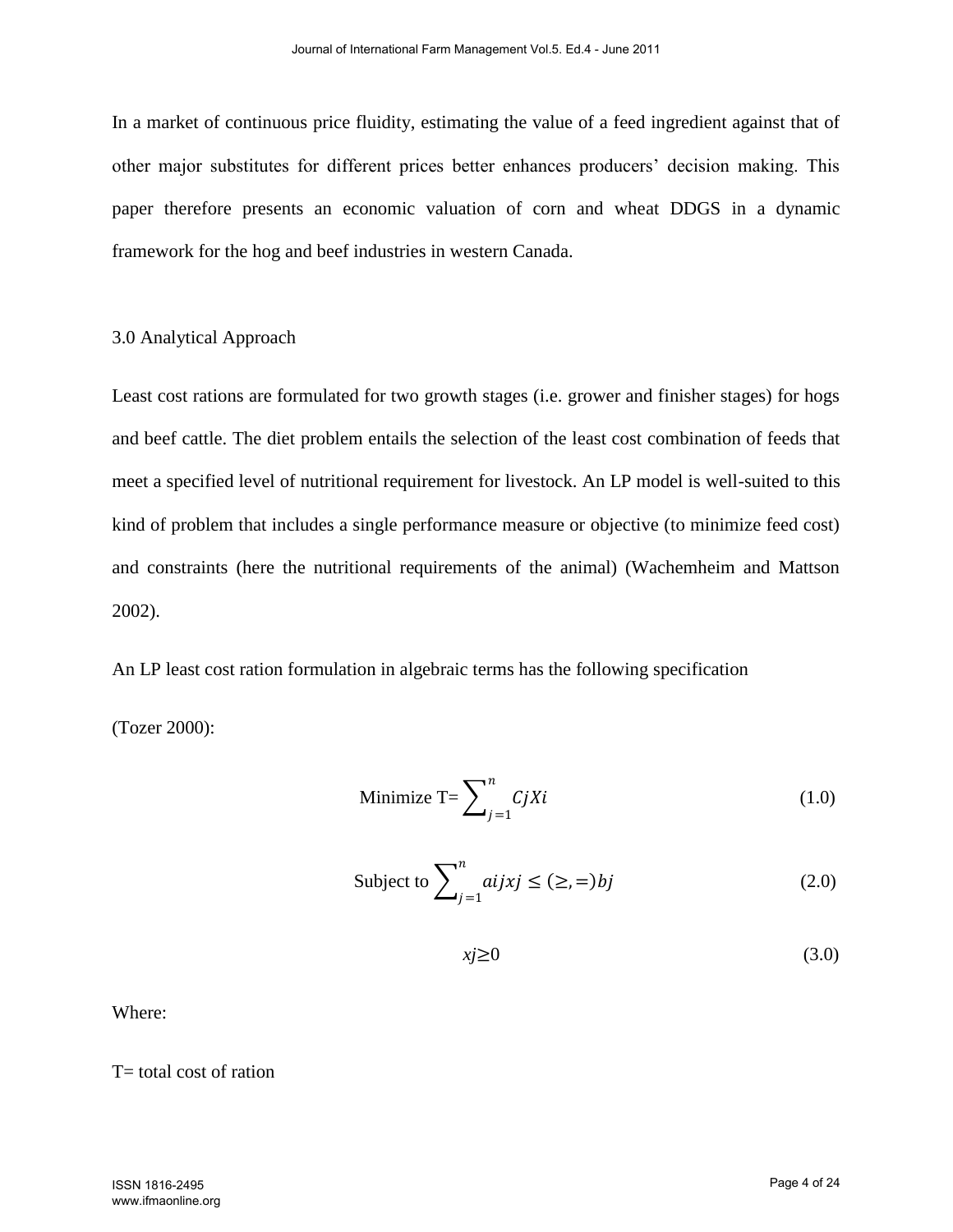In a market of continuous price fluidity, estimating the value of a feed ingredient against that of other major substitutes for different prices better enhances producers' decision making. This paper therefore presents an economic valuation of corn and wheat DDGS in a dynamic framework for the hog and beef industries in western Canada.

## 3.0 Analytical Approach

Least cost rations are formulated for two growth stages (i.e. grower and finisher stages) for hogs and beef cattle. The diet problem entails the selection of the least cost combination of feeds that meet a specified level of nutritional requirement for livestock. An LP model is well-suited to this kind of problem that includes a single performance measure or objective (to minimize feed cost) and constraints (here the nutritional requirements of the animal) (Wachemheim and Mattson 2002).

An LP least cost ration formulation in algebraic terms has the following specification

(Tozer 2000):

$$\text{Minimize T}=\sum_{j=1}^{n} CjXi \qquad (1.0)$$

$$\text{Subject to} \sum_{j=1}^{n} aijxj \leq (\geq, =) bj \qquad (2.0)$$

$$xj \geq 0 \qquad (3.0)$$

Where:

T= total cost of ration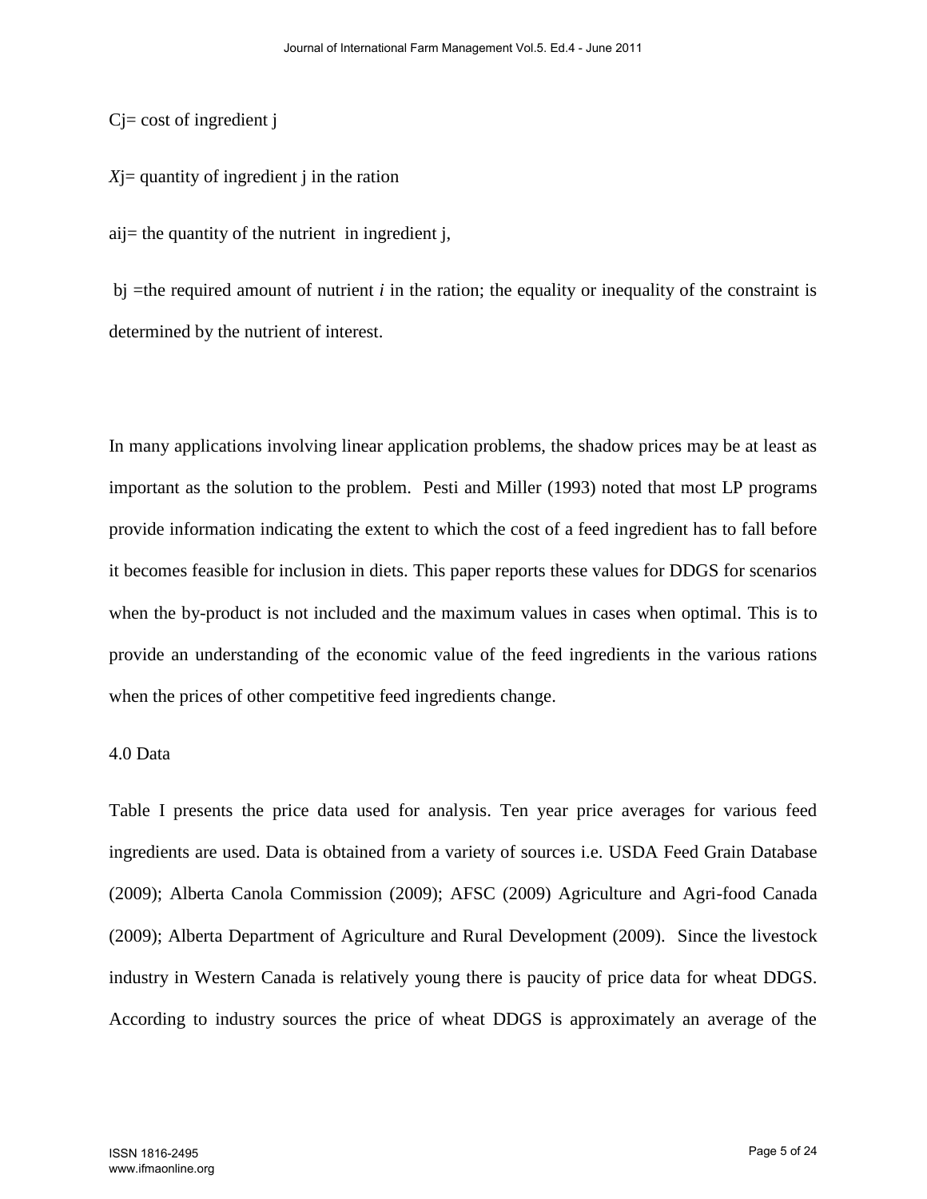$C_j$= cost of ingredient j

$X_j$= quantity of ingredient j in the ration

$a_{ij}$= the quantity of the nutrient in ingredient j,

$b_j$ =the required amount of nutrient *i* in the ration; the equality or inequality of the constraint is determined by the nutrient of interest.

In many applications involving linear application problems, the shadow prices may be at least as important as the solution to the problem. Pesti and Miller (1993) noted that most LP programs provide information indicating the extent to which the cost of a feed ingredient has to fall before it becomes feasible for inclusion in diets. This paper reports these values for DDGS for scenarios when the by-product is not included and the maximum values in cases when optimal. This is to provide an understanding of the economic value of the feed ingredients in the various rations when the prices of other competitive feed ingredients change.

## 4.0 Data

Table I presents the price data used for analysis. Ten year price averages for various feed ingredients are used. Data is obtained from a variety of sources i.e. USDA Feed Grain Database (2009); Alberta Canola Commission (2009); AFSC (2009) Agriculture and Agri-food Canada (2009); Alberta Department of Agriculture and Rural Development (2009). Since the livestock industry in Western Canada is relatively young there is paucity of price data for wheat DDGS. According to industry sources the price of wheat DDGS is approximately an average of the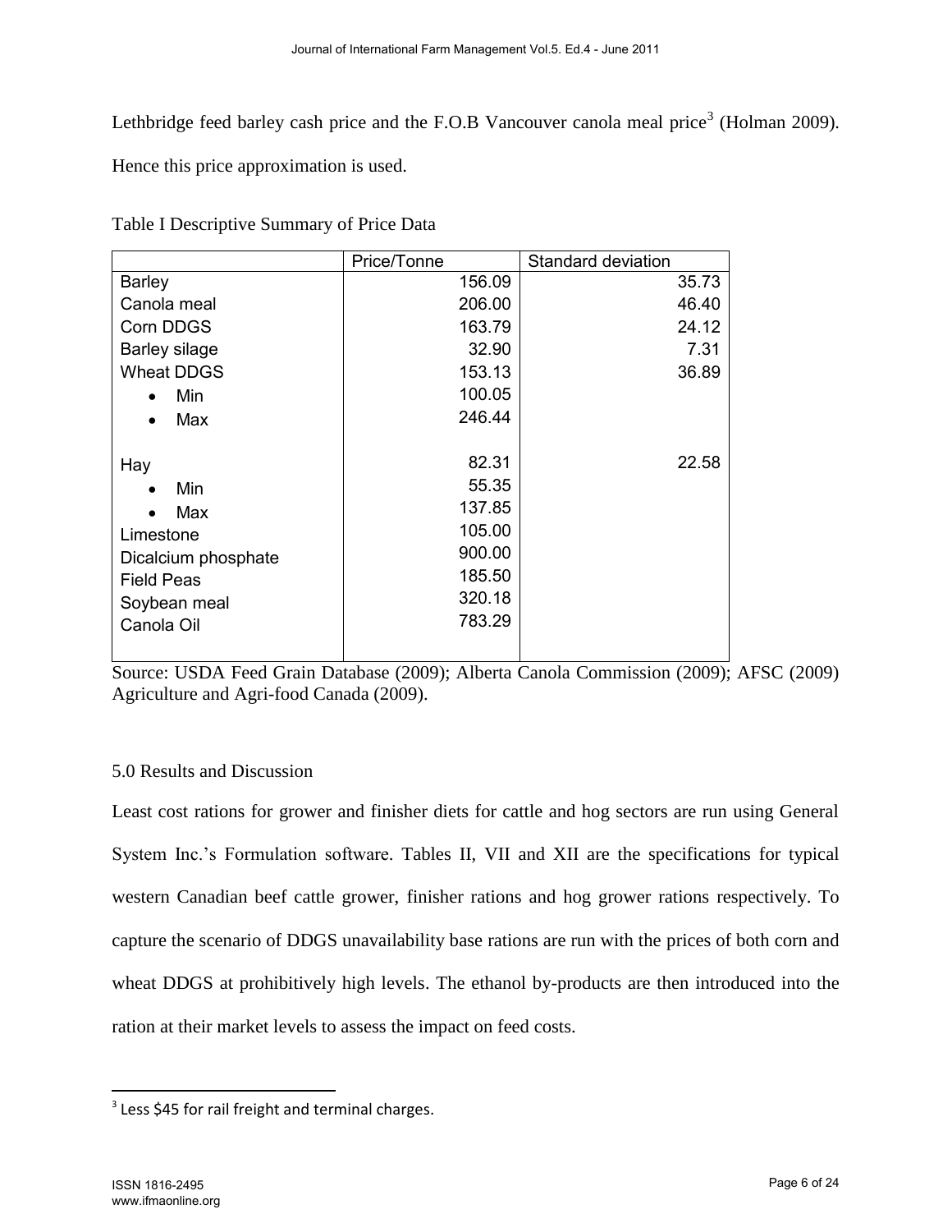Lethbridge feed barley cash price and the F.O.B Vancouver canola meal price[3] (Holman 2009). Hence this price approximation is used.

Table I Descriptive Summary of Price Data

| | Price/Tonne | Standard deviation |
|---|---|---|
| Barley | 156.09 | 35.73 |
| Canola meal | 206.00 | 46.40 |
| Corn DDGS | 163.79 | 24.12 |
| Barley silage | 32.90 | 7.31 |
| Wheat DDGS | 153.13 | 36.89 |
| • Min | 100.05 | |
| • Max | 246.44 | |
| Hay | 82.31 | 22.58 |
| • Min | 55.35 | |
| • Max | 137.85 | |
| Limestone | 105.00 | |
| Dicalcium phosphate | 900.00 | |
| Field Peas | 185.50 | |
| Soybean meal | 320.18 | |
| Canola Oil | 783.29 | |

Source: USDA Feed Grain Database (2009); Alberta Canola Commission (2009); AFSC (2009) Agriculture and Agri-food Canada (2009).

## 5.0 Results and Discussion

Least cost rations for grower and finisher diets for cattle and hog sectors are run using General System Inc.'s Formulation software. Tables II, VII and XII are the specifications for typical western Canadian beef cattle grower, finisher rations and hog grower rations respectively. To capture the scenario of DDGS unavailability base rations are run with the prices of both corn and wheat DDGS at prohibitively high levels. The ethanol by-products are then introduced into the ration at their market levels to assess the impact on feed costs.

[3] Less $45 for rail freight and terminal charges.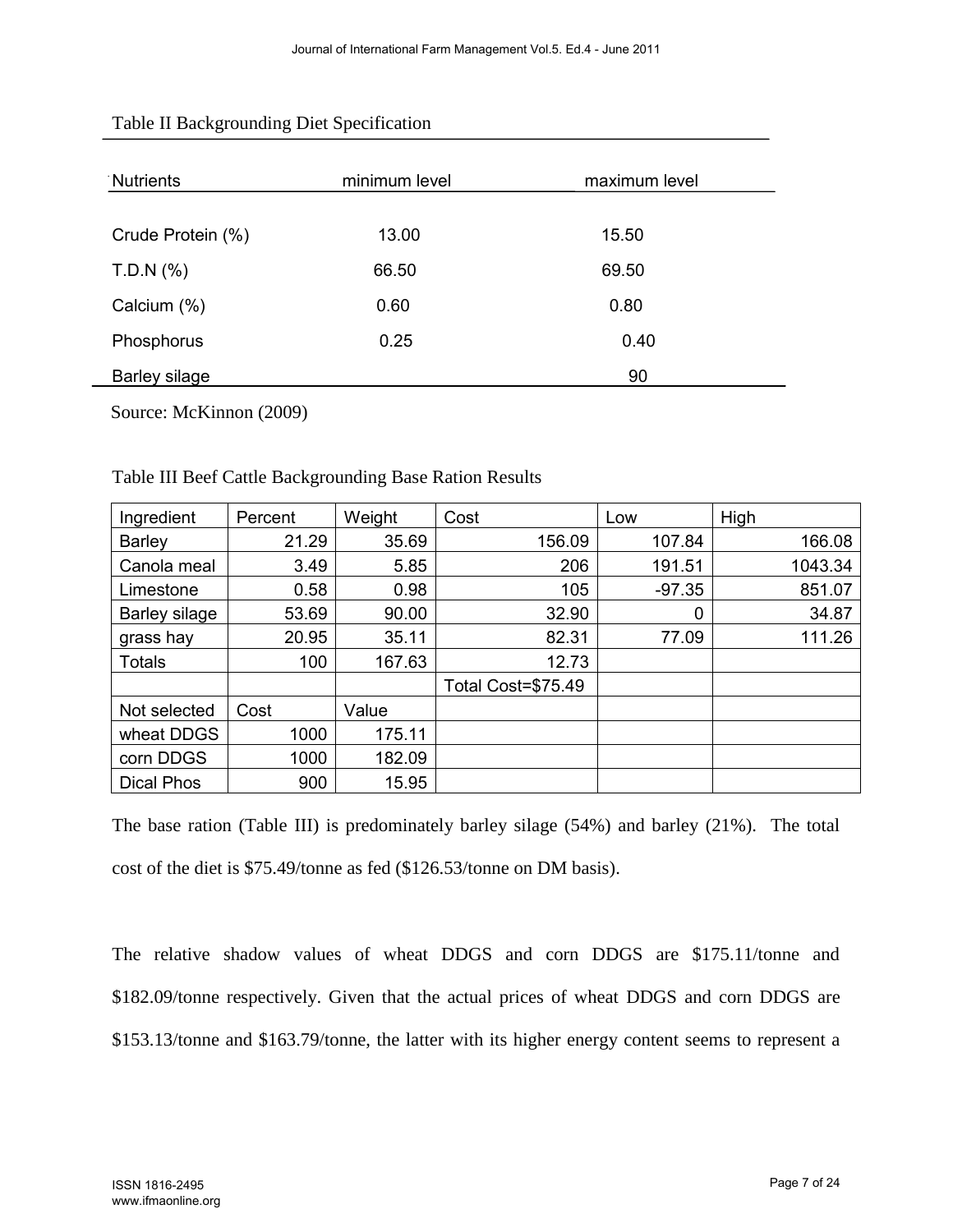Table II Backgrounding Diet Specification

| Nutrients | minimum level | maximum level |
|---|---|---|
| Crude Protein (%) | 13.00 | 15.50 |
| T.D.N (%) | 66.50 | 69.50 |
| Calcium (%) | 0.60 | 0.80 |
| Phosphorus | 0.25 | 0.40 |
| Barley silage | | 90 |

Source: McKinnon (2009)

Table III Beef Cattle Backgrounding Base Ration Results

| Ingredient | Percent | Weight | Cost | Low | High |
|---|---|---|---|---|---|
| Barley | 21.29 | 35.69 | 156.09 | 107.84 | 166.08 |
| Canola meal | 3.49 | 5.85 | 206 | 191.51 | 1043.34 |
| Limestone | 0.58 | 0.98 | 105 | -97.35 | 851.07 |
| Barley silage | 53.69 | 90.00 | 32.90 | 0 | 34.87 |
| grass hay | 20.95 | 35.11 | 82.31 | 77.09 | 111.26 |
| Totals | 100 | 167.63 | 12.73 | | |
| | | | Total Cost=$75.49 | | |
| Not selected | Cost | Value | | | |
| wheat DDGS | 1000 | 175.11 | | | |
| corn DDGS | 1000 | 182.09 | | | |
| Dical Phos | 900 | 15.95 | | | |

The base ration (Table III) is predominately barley silage (54%) and barley (21%). The total cost of the diet is $75.49/tonne as fed ($126.53/tonne on DM basis).

The relative shadow values of wheat DDGS and corn DDGS are $175.11/tonne and $182.09/tonne respectively. Given that the actual prices of wheat DDGS and corn DDGS are $153.13/tonne and $163.79/tonne, the latter with its higher energy content seems to represent a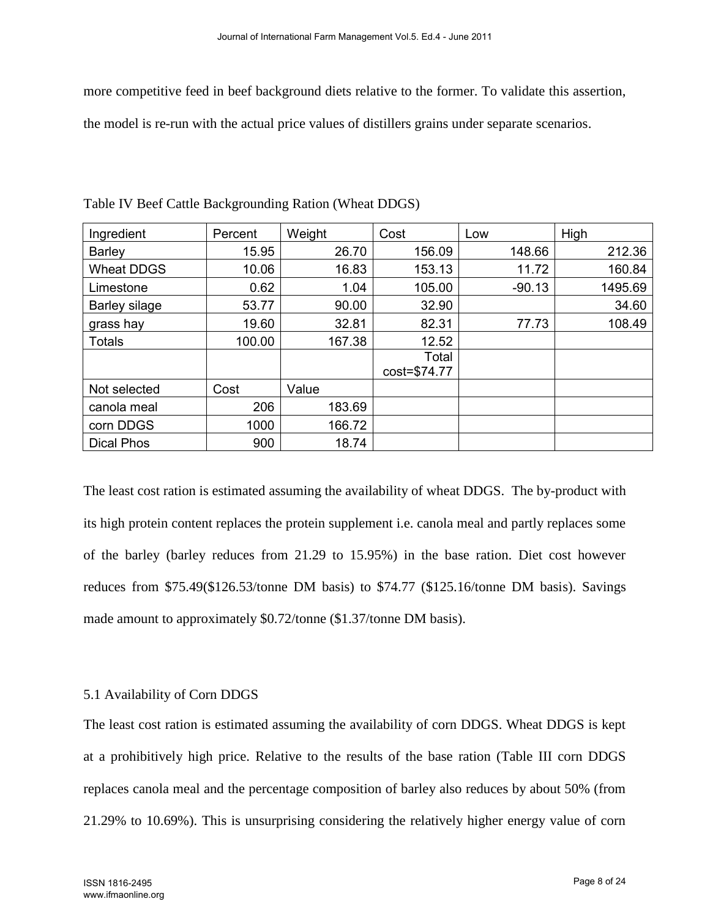more competitive feed in beef background diets relative to the former. To validate this assertion, the model is re-run with the actual price values of distillers grains under separate scenarios.

Table IV Beef Cattle Backgrounding Ration (Wheat DDGS)

| Ingredient | Percent | Weight | Cost | Low | High |
|---|---|---|---|---|---|
| Barley | 15.95 | 26.70 | 156.09 | 148.66 | 212.36 |
| Wheat DDGS | 10.06 | 16.83 | 153.13 | 11.72 | 160.84 |
| Limestone | 0.62 | 1.04 | 105.00 | -90.13 | 1495.69 |
| Barley silage | 53.77 | 90.00 | 32.90 | | 34.60 |
| grass hay | 19.60 | 32.81 | 82.31 | 77.73 | 108.49 |
| Totals | 100.00 | 167.38 | 12.52 | | |
| | | | Total cost=$74.77 | | |
| Not selected | Cost | Value | | | |
| canola meal | 206 | 183.69 | | | |
| corn DDGS | 1000 | 166.72 | | | |
| Dical Phos | 900 | 18.74 | | | |

The least cost ration is estimated assuming the availability of wheat DDGS. The by-product with its high protein content replaces the protein supplement i.e. canola meal and partly replaces some of the barley (barley reduces from 21.29 to 15.95%) in the base ration. Diet cost however reduces from $75.49($126.53/tonne DM basis) to $74.77 ($125.16/tonne DM basis). Savings made amount to approximately $0.72/tonne ($1.37/tonne DM basis).

## 5.1 Availability of Corn DDGS

The least cost ration is estimated assuming the availability of corn DDGS. Wheat DDGS is kept at a prohibitively high price. Relative to the results of the base ration (Table III corn DDGS replaces canola meal and the percentage composition of barley also reduces by about 50% (from 21.29% to 10.69%). This is unsurprising considering the relatively higher energy value of corn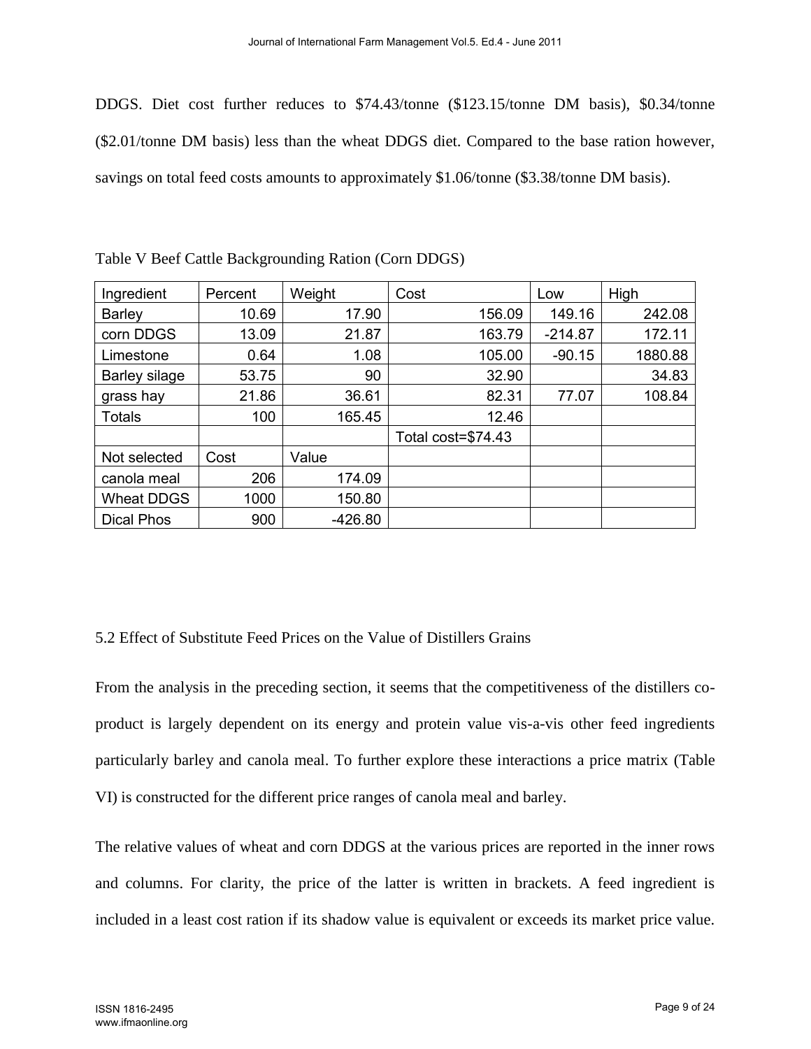DDGS. Diet cost further reduces to $74.43/tonne ($123.15/tonne DM basis), $0.34/tonne ($2.01/tonne DM basis) less than the wheat DDGS diet. Compared to the base ration however, savings on total feed costs amounts to approximately $1.06/tonne ($3.38/tonne DM basis).

Table V Beef Cattle Backgrounding Ration (Corn DDGS)

| Ingredient | Percent | Weight | Cost | Low | High |
|---|---|---|---|---|---|
| Barley | 10.69 | 17.90 | 156.09 | 149.16 | 242.08 |
| corn DDGS | 13.09 | 21.87 | 163.79 | -214.87 | 172.11 |
| Limestone | 0.64 | 1.08 | 105.00 | -90.15 | 1880.88 |
| Barley silage | 53.75 | 90 | 32.90 | | 34.83 |
| grass hay | 21.86 | 36.61 | 82.31 | 77.07 | 108.84 |
| Totals | 100 | 165.45 | 12.46 | | |
| | | | Total cost=$74.43 | | |
| Not selected | Cost | Value | | | |
| canola meal | 206 | 174.09 | | | |
| Wheat DDGS | 1000 | 150.80 | | | |
| Dical Phos | 900 | -426.80 | | | |

### 5.2 Effect of Substitute Feed Prices on the Value of Distillers Grains

From the analysis in the preceding section, it seems that the competitiveness of the distillers co-product is largely dependent on its energy and protein value vis-a-vis other feed ingredients particularly barley and canola meal. To further explore these interactions a price matrix (Table VI) is constructed for the different price ranges of canola meal and barley.

The relative values of wheat and corn DDGS at the various prices are reported in the inner rows and columns. For clarity, the price of the latter is written in brackets. A feed ingredient is included in a least cost ration if its shadow value is equivalent or exceeds its market price value.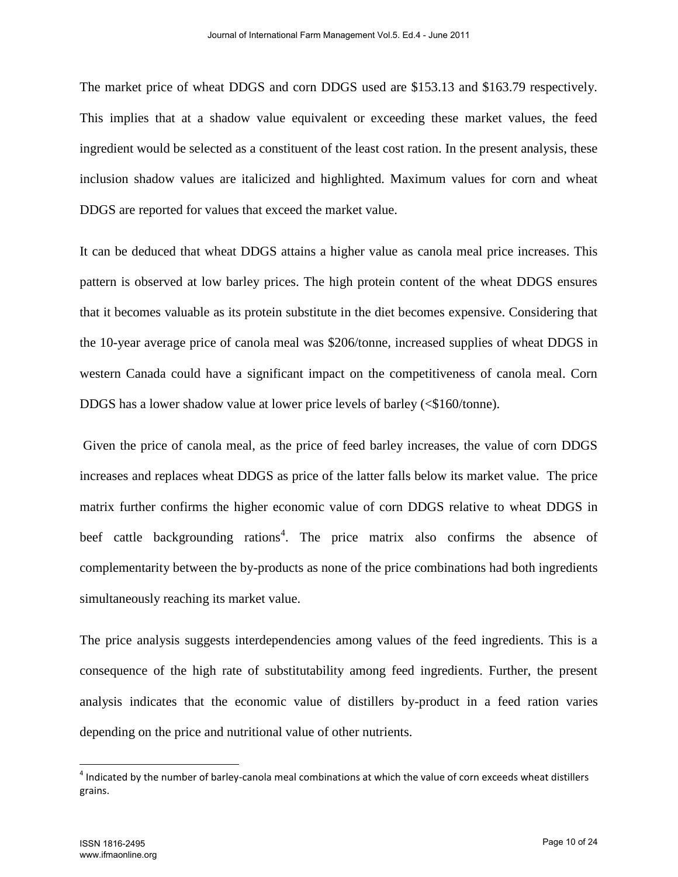The market price of wheat DDGS and corn DDGS used are $153.13 and $163.79 respectively. This implies that at a shadow value equivalent or exceeding these market values, the feed ingredient would be selected as a constituent of the least cost ration. In the present analysis, these inclusion shadow values are italicized and highlighted. Maximum values for corn and wheat DDGS are reported for values that exceed the market value.

It can be deduced that wheat DDGS attains a higher value as canola meal price increases. This pattern is observed at low barley prices. The high protein content of the wheat DDGS ensures that it becomes valuable as its protein substitute in the diet becomes expensive. Considering that the 10-year average price of canola meal was $206/tonne, increased supplies of wheat DDGS in western Canada could have a significant impact on the competitiveness of canola meal. Corn DDGS has a lower shadow value at lower price levels of barley (<$160/tonne).

Given the price of canola meal, as the price of feed barley increases, the value of corn DDGS increases and replaces wheat DDGS as price of the latter falls below its market value. The price matrix further confirms the higher economic value of corn DDGS relative to wheat DDGS in beef cattle backgrounding rations[4]. The price matrix also confirms the absence of complementarity between the by-products as none of the price combinations had both ingredients simultaneously reaching its market value.

The price analysis suggests interdependencies among values of the feed ingredients. This is a consequence of the high rate of substitutability among feed ingredients. Further, the present analysis indicates that the economic value of distillers by-product in a feed ration varies depending on the price and nutritional value of other nutrients.

[4] Indicated by the number of barley-canola meal combinations at which the value of corn exceeds wheat distillers grains.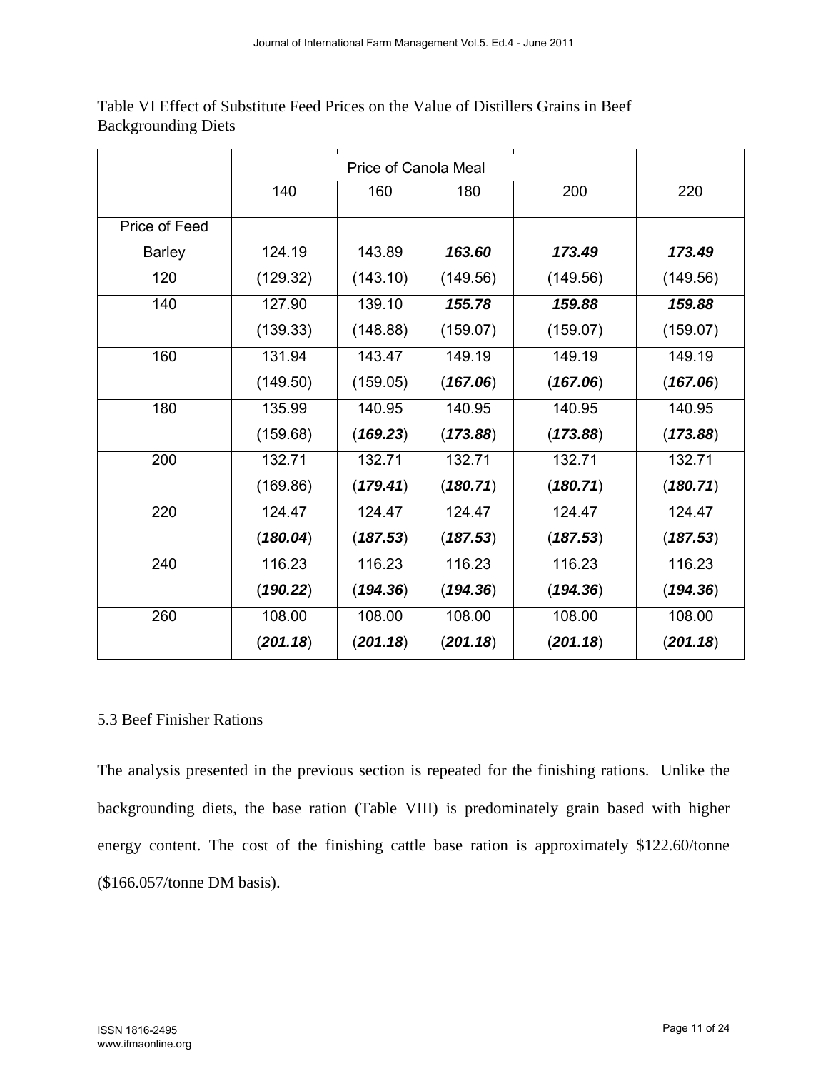Table VI Effect of Substitute Feed Prices on the Value of Distillers Grains in Beef Backgrounding Diets

| | Price of Canola Meal | | | | |
|---|---|---|---|---|---|
| | 140 | 160 | 180 | 200 | 220 |
| Price of Feed Barley 120 | 124.19 (129.32) | 143.89 (143.10) | ***163.60*** (149.56) | ***173.49*** (149.56) | ***173.49*** (149.56) |
| 140 | 127.90 (139.33) | 139.10 (148.88) | ***155.78*** (159.07) | ***159.88*** (159.07) | ***159.88*** (159.07) |
| 160 | 131.94 (149.50) | 143.47 (159.05) | 149.19 (***167.06***) | 149.19 (***167.06***) | 149.19 (***167.06***) |
| 180 | 135.99 (159.68) | 140.95 (***169.23***) | 140.95 (***173.88***) | 140.95 (***173.88***) | 140.95 (***173.88***) |
| 200 | 132.71 (169.86) | 132.71 (***179.41***) | 132.71 (***180.71***) | 132.71 (***180.71***) | 132.71 (***180.71***) |
| 220 | 124.47 (***180.04***) | 124.47 (***187.53***) | 124.47 (***187.53***) | 124.47 (***187.53***) | 124.47 (***187.53***) |
| 240 | 116.23 (***190.22***) | 116.23 (***194.36***) | 116.23 (***194.36***) | 116.23 (***194.36***) | 116.23 (***194.36***) |
| 260 | 108.00 (***201.18***) | 108.00 (***201.18***) | 108.00 (***201.18***) | 108.00 (***201.18***) | 108.00 (***201.18***) |

### 5.3 Beef Finisher Rations

The analysis presented in the previous section is repeated for the finishing rations. Unlike the backgrounding diets, the base ration (Table VIII) is predominately grain based with higher energy content. The cost of the finishing cattle base ration is approximately $122.60/tonne ($166.057/tonne DM basis).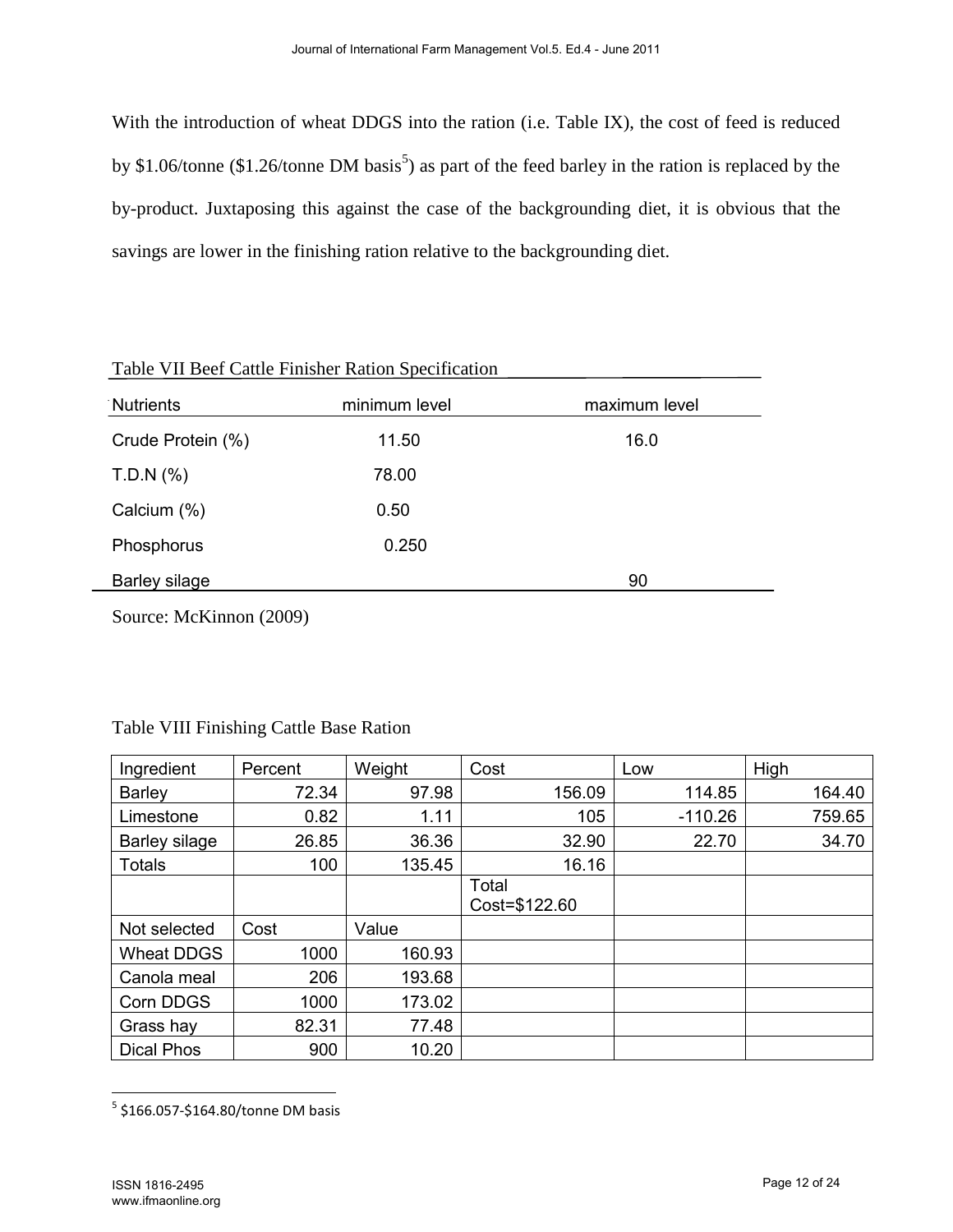With the introduction of wheat DDGS into the ration (i.e. Table IX), the cost of feed is reduced by $1.06/tonne ($1.26/tonne DM basis[5]) as part of the feed barley in the ration is replaced by the by-product. Juxtaposing this against the case of the backgrounding diet, it is obvious that the savings are lower in the finishing ration relative to the backgrounding diet.

Table VII Beef Cattle Finisher Ration Specification

| Nutrients | minimum level | maximum level |
|---|---|---|
| Crude Protein (%) | 11.50 | 16.0 |
| T.D.N (%) | 78.00 | |
| Calcium (%) | 0.50 | |
| Phosphorus | 0.250 | |
| Barley silage | | 90 |

Source: McKinnon (2009)

Table VIII Finishing Cattle Base Ration

| Ingredient | Percent | Weight | Cost | Low | High |
|---|---|---|---|---|---|
| Barley | 72.34 | 97.98 | 156.09 | 114.85 | 164.40 |
| Limestone | 0.82 | 1.11 | 105 | -110.26 | 759.65 |
| Barley silage | 26.85 | 36.36 | 32.90 | 22.70 | 34.70 |
| Totals | 100 | 135.45 | 16.16 | | |
| | | | Total Cost=$122.60 | | |
| Not selected | Cost | Value | | | |
| Wheat DDGS | 1000 | 160.93 | | | |
| Canola meal | 206 | 193.68 | | | |
| Corn DDGS | 1000 | 173.02 | | | |
| Grass hay | 82.31 | 77.48 | | | |
| Dical Phos | 900 | 10.20 | | | |

[5] $166.057-$164.80/tonne DM basis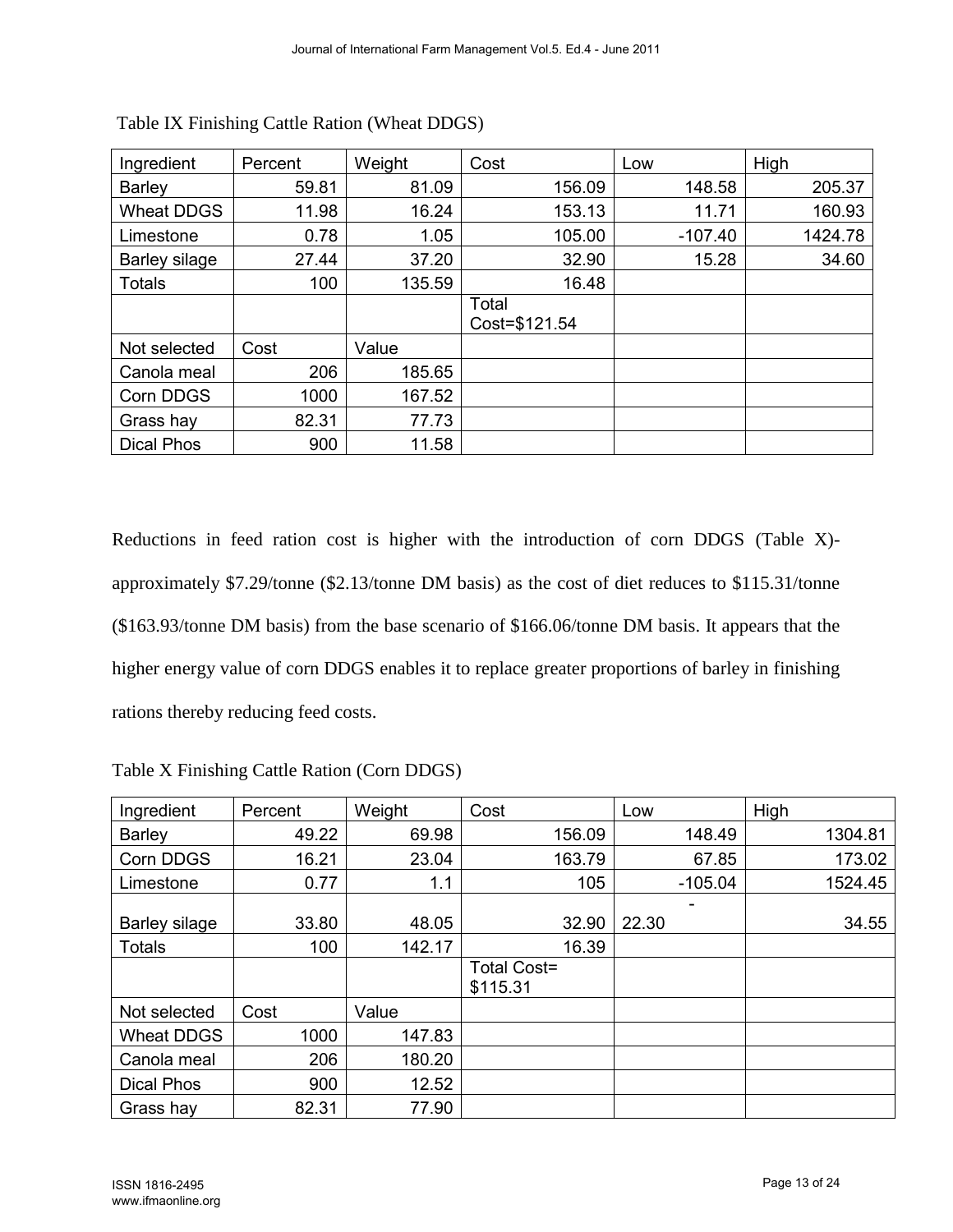Table IX Finishing Cattle Ration (Wheat DDGS)

| Ingredient | Percent | Weight | Cost | Low | High |
|---|---|---|---|---|---|
| Barley | 59.81 | 81.09 | 156.09 | 148.58 | 205.37 |
| Wheat DDGS | 11.98 | 16.24 | 153.13 | 11.71 | 160.93 |
| Limestone | 0.78 | 1.05 | 105.00 | -107.40 | 1424.78 |
| Barley silage | 27.44 | 37.20 | 32.90 | 15.28 | 34.60 |
| Totals | 100 | 135.59 | 16.48 | | |
| | | | Total Cost=$121.54 | | |
| Not selected | Cost | Value | | | |
| Canola meal | 206 | 185.65 | | | |
| Corn DDGS | 1000 | 167.52 | | | |
| Grass hay | 82.31 | 77.73 | | | |
| Dical Phos | 900 | 11.58 | | | |

Reductions in feed ration cost is higher with the introduction of corn DDGS (Table X)- approximately $7.29/tonne ($2.13/tonne DM basis) as the cost of diet reduces to $115.31/tonne ($163.93/tonne DM basis) from the base scenario of $166.06/tonne DM basis. It appears that the higher energy value of corn DDGS enables it to replace greater proportions of barley in finishing rations thereby reducing feed costs.

Table X Finishing Cattle Ration (Corn DDGS)

| Ingredient | Percent | Weight | Cost | Low | High |
|---|---|---|---|---|---|
| Barley | 49.22 | 69.98 | 156.09 | 148.49 | 1304.81 |
| Corn DDGS | 16.21 | 23.04 | 163.79 | 67.85 | 173.02 |
| Limestone | 0.77 | 1.1 | 105 | -105.04 | 1524.45 |
| Barley silage | 33.80 | 48.05 | 32.90 | -22.30 | 34.55 |
| Totals | 100 | 142.17 | 16.39 | | |
| | | | Total Cost= $115.31 | | |
| Not selected | Cost | Value | | | |
| Wheat DDGS | 1000 | 147.83 | | | |
| Canola meal | 206 | 180.20 | | | |
| Dical Phos | 900 | 12.52 | | | |
| Grass hay | 82.31 | 77.90 | | | |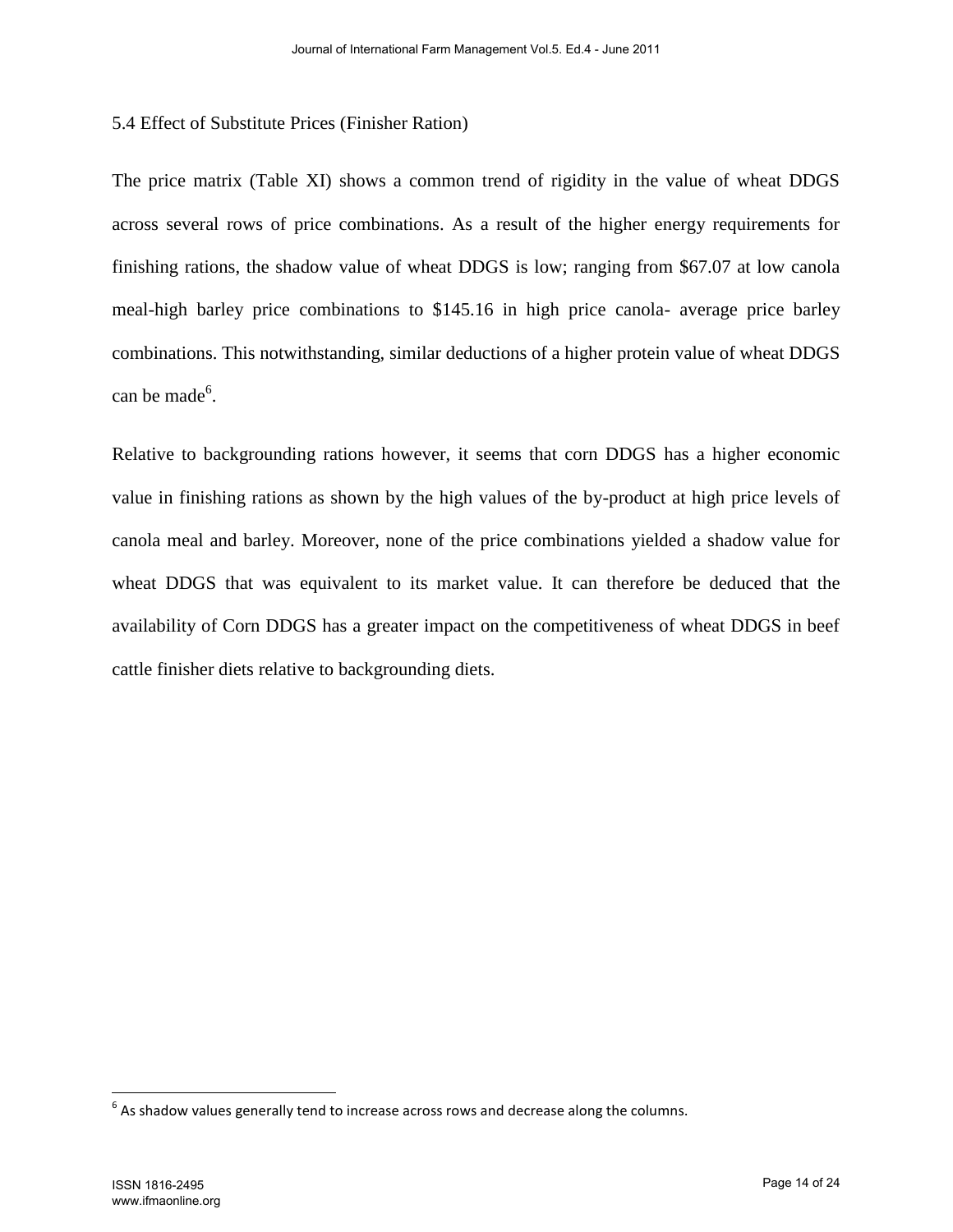### 5.4 Effect of Substitute Prices (Finisher Ration)

The price matrix (Table XI) shows a common trend of rigidity in the value of wheat DDGS across several rows of price combinations. As a result of the higher energy requirements for finishing rations, the shadow value of wheat DDGS is low; ranging from $67.07 at low canola meal-high barley price combinations to $145.16 in high price canola- average price barley combinations. This notwithstanding, similar deductions of a higher protein value of wheat DDGS can be made[6].

Relative to backgrounding rations however, it seems that corn DDGS has a higher economic value in finishing rations as shown by the high values of the by-product at high price levels of canola meal and barley. Moreover, none of the price combinations yielded a shadow value for wheat DDGS that was equivalent to its market value. It can therefore be deduced that the availability of Corn DDGS has a greater impact on the competitiveness of wheat DDGS in beef cattle finisher diets relative to backgrounding diets.

---

[6] As shadow values generally tend to increase across rows and decrease along the columns.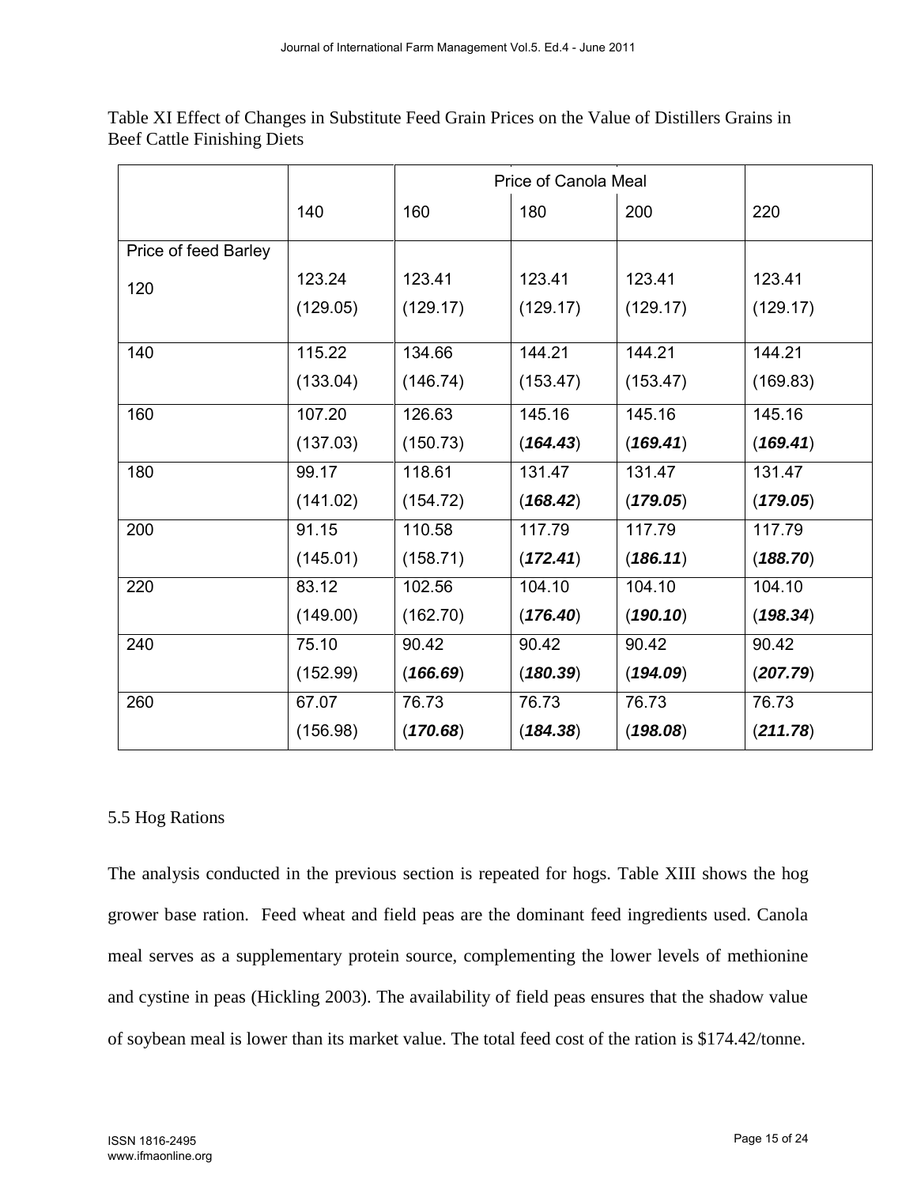Table XI Effect of Changes in Substitute Feed Grain Prices on the Value of Distillers Grains in Beef Cattle Finishing Diets

| | | Price of Canola Meal | | | |
|---|---|---|---|---|---|
| | 140 | 160 | 180 | 200 | 220 |
| Price of feed Barley | | | | | |
| 120 | 123.24 (129.05) | 123.41 (129.17) | 123.41 (129.17) | 123.41 (129.17) | 123.41 (129.17) |
| 140 | 115.22 (133.04) | 134.66 (146.74) | 144.21 (153.47) | 144.21 (153.47) | 144.21 (169.83) |
| 160 | 107.20 (137.03) | 126.63 (150.73) | 145.16 (***164.43***) | 145.16 (***169.41***) | 145.16 (***169.41***) |
| 180 | 99.17 (141.02) | 118.61 (154.72) | 131.47 (***168.42***) | 131.47 (***179.05***) | 131.47 (***179.05***) |
| 200 | 91.15 (145.01) | 110.58 (158.71) | 117.79 (***172.41***) | 117.79 (***186.11***) | 117.79 (***188.70***) |
| 220 | 83.12 (149.00) | 102.56 (162.70) | 104.10 (***176.40***) | 104.10 (***190.10***) | 104.10 (***198.34***) |
| 240 | 75.10 (152.99) | 90.42 (***166.69***) | 90.42 (***180.39***) | 90.42 (***194.09***) | 90.42 (***207.79***) |
| 260 | 67.07 (156.98) | 76.73 (***170.68***) | 76.73 (***184.38***) | 76.73 (***198.08***) | 76.73 (***211.78***) |

## 5.5 Hog Rations

The analysis conducted in the previous section is repeated for hogs. Table XIII shows the hog grower base ration. Feed wheat and field peas are the dominant feed ingredients used. Canola meal serves as a supplementary protein source, complementing the lower levels of methionine and cystine in peas (Hickling 2003). The availability of field peas ensures that the shadow value of soybean meal is lower than its market value. The total feed cost of the ration is $174.42/tonne.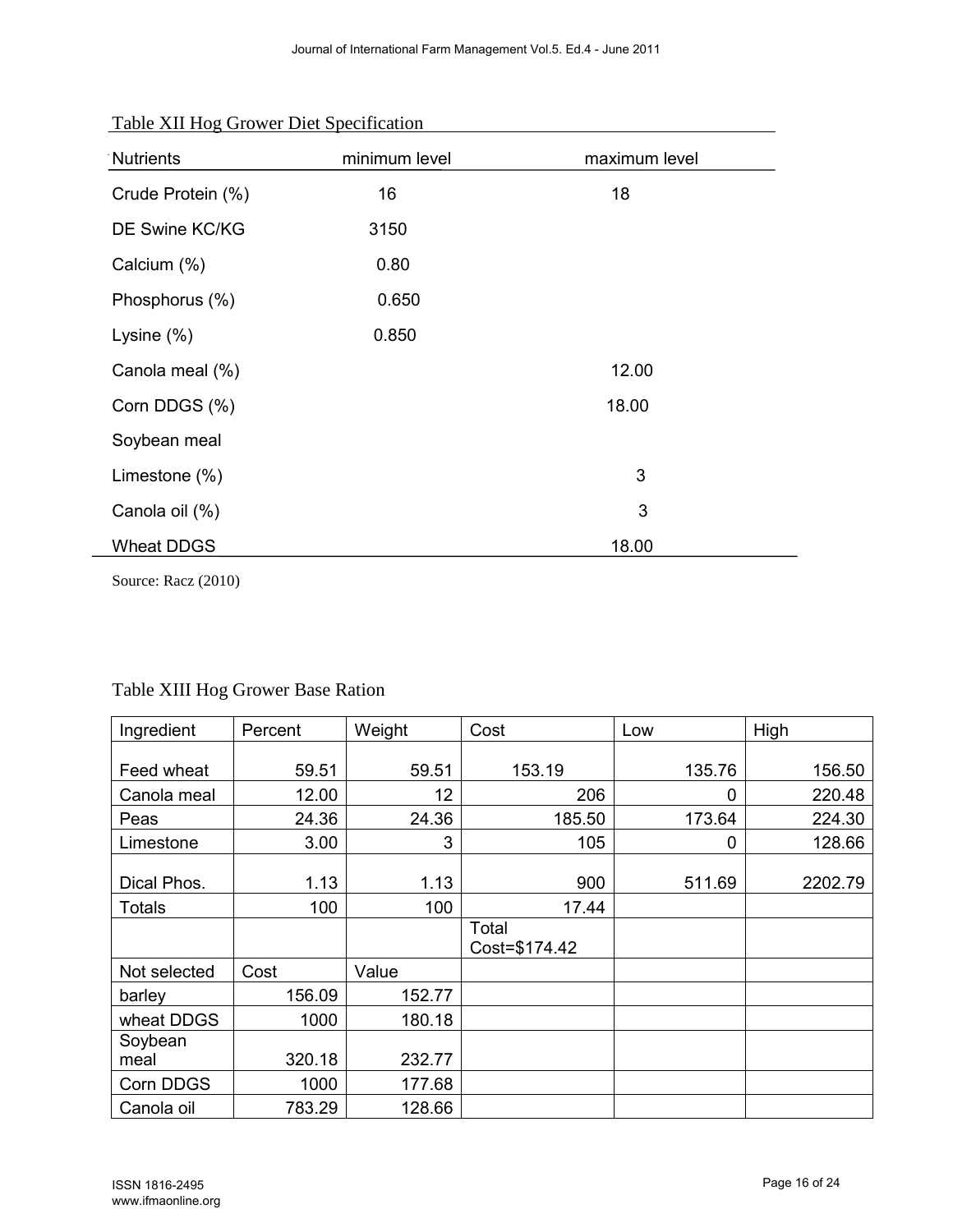Table XII Hog Grower Diet Specification

| Nutrients | minimum level | maximum level |
|---|---|---|
| Crude Protein (%) | 16 | 18 |
| DE Swine KC/KG | 3150 | |
| Calcium (%) | 0.80 | |
| Phosphorus (%) | 0.650 | |
| Lysine (%) | 0.850 | |
| Canola meal (%) | | 12.00 |
| Corn DDGS (%) | | 18.00 |
| Soybean meal | | |
| Limestone (%) | | 3 |
| Canola oil (%) | | 3 |
| Wheat DDGS | | 18.00 |

Source: Racz (2010)

Table XIII Hog Grower Base Ration

| Ingredient | Percent | Weight | Cost | Low | High |
|---|---|---|---|---|---|
| Feed wheat | 59.51 | 59.51 | 153.19 | 135.76 | 156.50 |
| Canola meal | 12.00 | 12 | 206 | 0 | 220.48 |
| Peas | 24.36 | 24.36 | 185.50 | 173.64 | 224.30 |
| Limestone | 3.00 | 3 | 105 | 0 | 128.66 |
| Dical Phos. | 1.13 | 1.13 | 900 | 511.69 | 2202.79 |
| Totals | 100 | 100 | 17.44 | | |
| | | | Total Cost=$174.42 | | |
| Not selected | Cost | Value | | | |
| barley | 156.09 | 152.77 | | | |
| wheat DDGS | 1000 | 180.18 | | | |
| Soybean meal | 320.18 | 232.77 | | | |
| Corn DDGS | 1000 | 177.68 | | | |
| Canola oil | 783.29 | 128.66 | | | |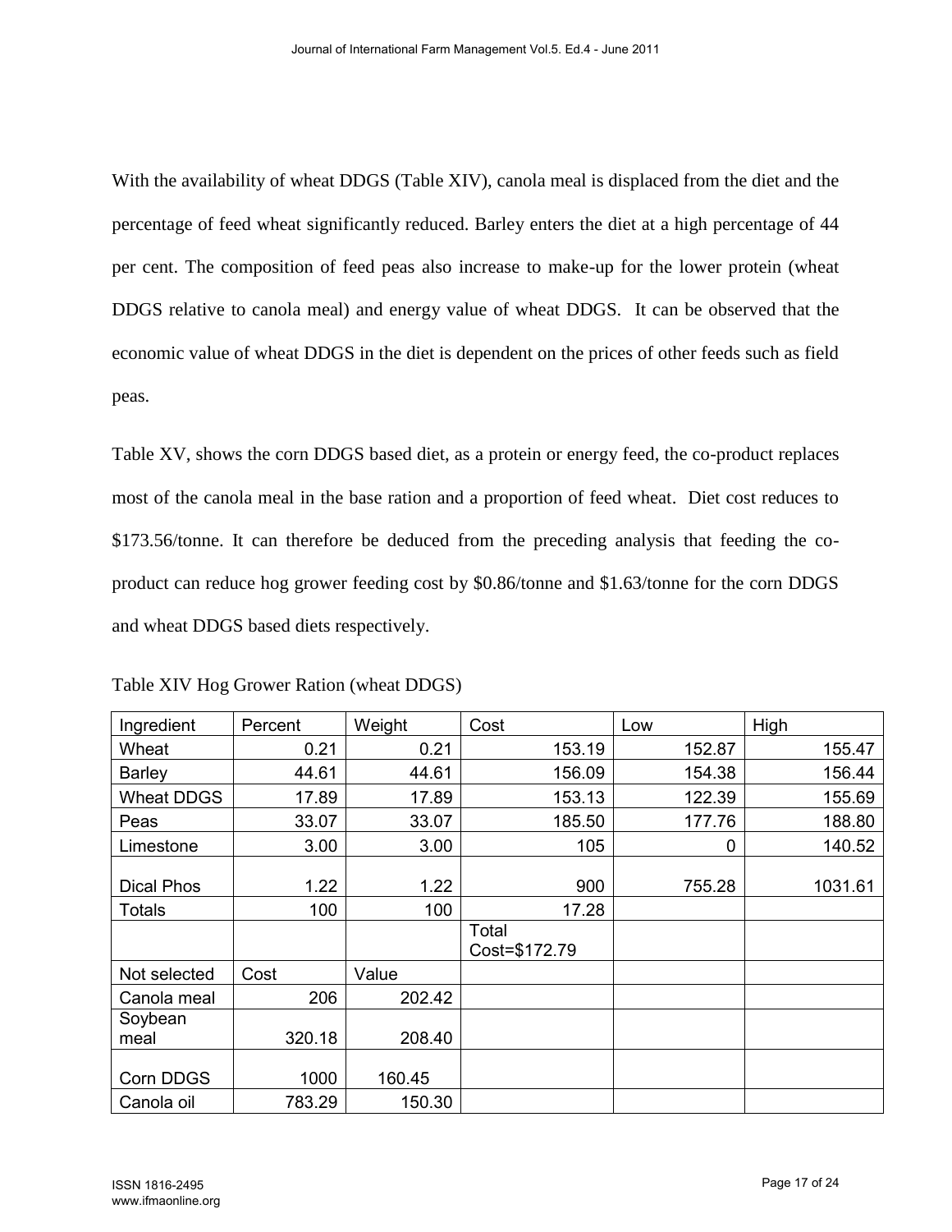With the availability of wheat DDGS (Table XIV), canola meal is displaced from the diet and the percentage of feed wheat significantly reduced. Barley enters the diet at a high percentage of 44 per cent. The composition of feed peas also increase to make-up for the lower protein (wheat DDGS relative to canola meal) and energy value of wheat DDGS. It can be observed that the economic value of wheat DDGS in the diet is dependent on the prices of other feeds such as field peas.

Table XV, shows the corn DDGS based diet, as a protein or energy feed, the co-product replaces most of the canola meal in the base ration and a proportion of feed wheat. Diet cost reduces to $173.56/tonne. It can therefore be deduced from the preceding analysis that feeding the co-product can reduce hog grower feeding cost by $0.86/tonne and $1.63/tonne for the corn DDGS and wheat DDGS based diets respectively.

Table XIV Hog Grower Ration (wheat DDGS)

| Ingredient | Percent | Weight | Cost | Low | High |
|---|---|---|---|---|---|
| Wheat | 0.21 | 0.21 | 153.19 | 152.87 | 155.47 |
| Barley | 44.61 | 44.61 | 156.09 | 154.38 | 156.44 |
| Wheat DDGS | 17.89 | 17.89 | 153.13 | 122.39 | 155.69 |
| Peas | 33.07 | 33.07 | 185.50 | 177.76 | 188.80 |
| Limestone | 3.00 | 3.00 | 105 | 0 | 140.52 |
| Dical Phos | 1.22 | 1.22 | 900 | 755.28 | 1031.61 |
| Totals | 100 | 100 | 17.28 | | |
| | | | Total Cost=$172.79 | | |
| Not selected | Cost | Value | | | |
| Canola meal | 206 | 202.42 | | | |
| Soybean meal | 320.18 | 208.40 | | | |
| Corn DDGS | 1000 | 160.45 | | | |
| Canola oil | 783.29 | 150.30 | | | |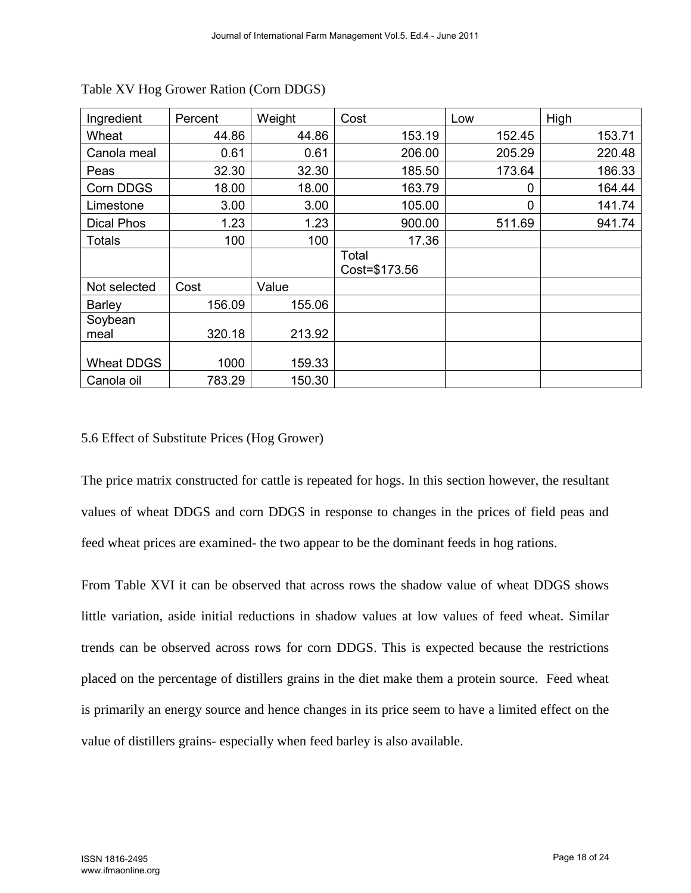Table XV Hog Grower Ration (Corn DDGS)

| Ingredient | Percent | Weight | Cost | Low | High |
|---|---|---|---|---|---|
| Wheat | 44.86 | 44.86 | 153.19 | 152.45 | 153.71 |
| Canola meal | 0.61 | 0.61 | 206.00 | 205.29 | 220.48 |
| Peas | 32.30 | 32.30 | 185.50 | 173.64 | 186.33 |
| Corn DDGS | 18.00 | 18.00 | 163.79 | 0 | 164.44 |
| Limestone | 3.00 | 3.00 | 105.00 | 0 | 141.74 |
| Dical Phos | 1.23 | 1.23 | 900.00 | 511.69 | 941.74 |
| Totals | 100 | 100 | 17.36 | | |
| | | | Total Cost=$173.56 | | |
| Not selected | Cost | Value | | | |
| Barley | 156.09 | 155.06 | | | |
| Soybean meal | 320.18 | 213.92 | | | |
| Wheat DDGS | 1000 | 159.33 | | | |
| Canola oil | 783.29 | 150.30 | | | |

## 5.6 Effect of Substitute Prices (Hog Grower)

The price matrix constructed for cattle is repeated for hogs. In this section however, the resultant values of wheat DDGS and corn DDGS in response to changes in the prices of field peas and feed wheat prices are examined- the two appear to be the dominant feeds in hog rations.

From Table XVI it can be observed that across rows the shadow value of wheat DDGS shows little variation, aside initial reductions in shadow values at low values of feed wheat. Similar trends can be observed across rows for corn DDGS. This is expected because the restrictions placed on the percentage of distillers grains in the diet make them a protein source. Feed wheat is primarily an energy source and hence changes in its price seem to have a limited effect on the value of distillers grains- especially when feed barley is also available.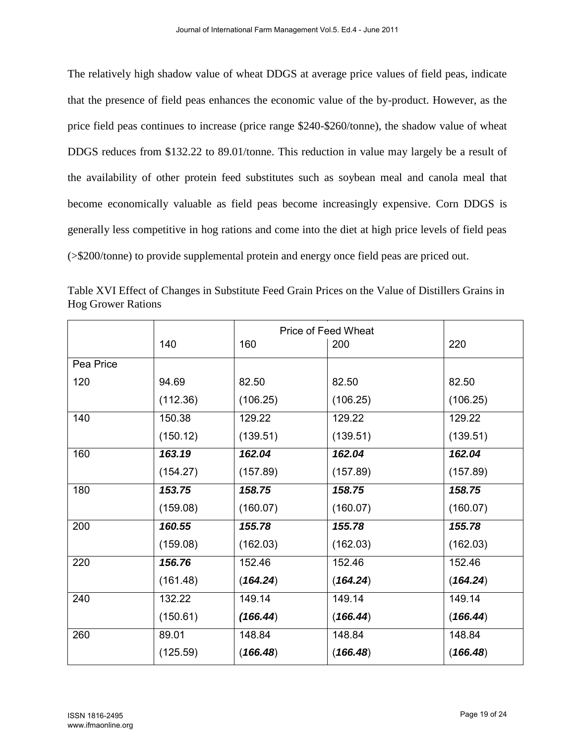The relatively high shadow value of wheat DDGS at average price values of field peas, indicate that the presence of field peas enhances the economic value of the by-product. However, as the price field peas continues to increase (price range $240-$260/tonne), the shadow value of wheat DDGS reduces from $132.22 to 89.01/tonne. This reduction in value may largely be a result of the availability of other protein feed substitutes such as soybean meal and canola meal that become economically valuable as field peas become increasingly expensive. Corn DDGS is generally less competitive in hog rations and come into the diet at high price levels of field peas (>$200/tonne) to provide supplemental protein and energy once field peas are priced out.

Table XVI Effect of Changes in Substitute Feed Grain Prices on the Value of Distillers Grains in Hog Grower Rations

| | Price of Feed Wheat | | | |
|---|---|---|---|---|
| | 140 | 160 | 200 | 220 |
| Pea Price | | | | |
| 120 | 94.69<br>(112.36) | 82.50<br>(106.25) | 82.50<br>(106.25) | 82.50<br>(106.25) |
| 140 | 150.38<br>(150.12) | 129.22<br>(139.51) | 129.22<br>(139.51) | 129.22<br>(139.51) |
| 160 | ***163.19***<br>(154.27) | ***162.04***<br>(157.89) | ***162.04***<br>(157.89) | ***162.04***<br>(157.89) |
| 180 | ***153.75***<br>(159.08) | ***158.75***<br>(160.07) | ***158.75***<br>(160.07) | ***158.75***<br>(160.07) |
| 200 | ***160.55***<br>(159.08) | ***155.78***<br>(162.03) | ***155.78***<br>(162.03) | ***155.78***<br>(162.03) |
| 220 | ***156.76***<br>(161.48) | 152.46<br>(***164.24***) | 152.46<br>(***164.24***) | 152.46<br>(***164.24***) |
| 240 | 132.22<br>(150.61) | 149.14<br>(***166.44***) | 149.14<br>(***166.44***) | 149.14<br>(***166.44***) |
| 260 | 89.01<br>(125.59) | 148.84<br>(***166.48***) | 148.84<br>(***166.48***) | 148.84<br>(***166.48***) |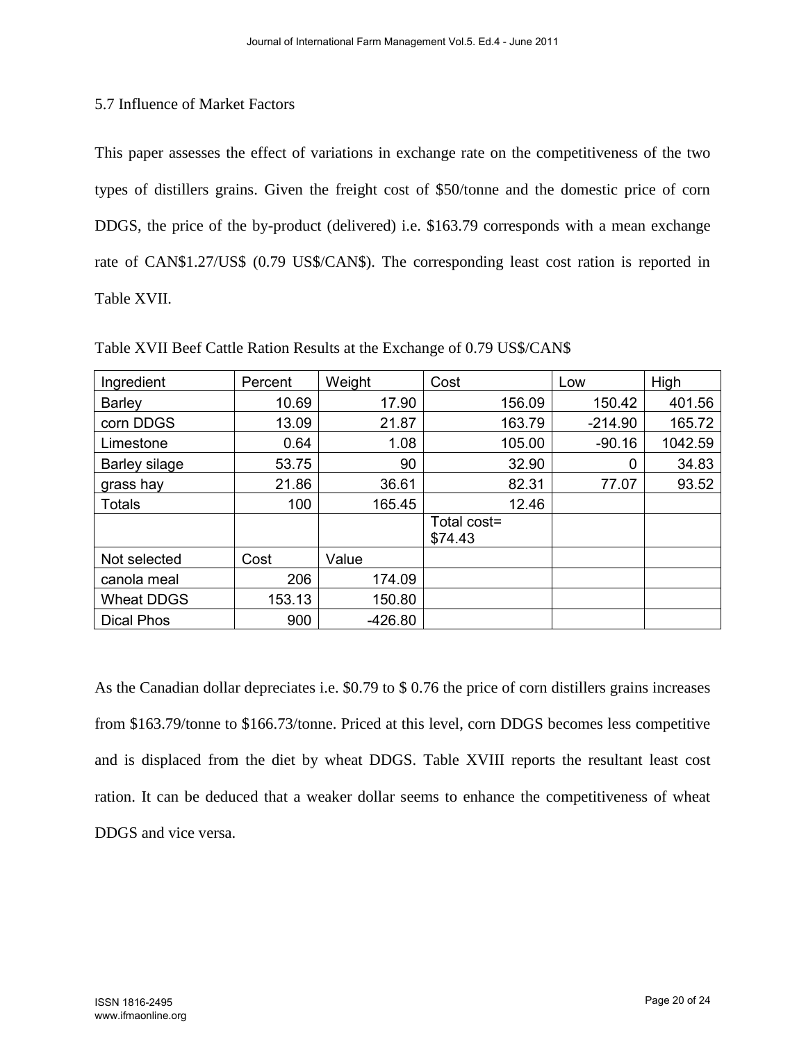5.7 Influence of Market Factors

This paper assesses the effect of variations in exchange rate on the competitiveness of the two types of distillers grains. Given the freight cost of $50/tonne and the domestic price of corn DDGS, the price of the by-product (delivered) i.e. $163.79 corresponds with a mean exchange rate of CAN$1.27/US$ (0.79 US$/CAN$). The corresponding least cost ration is reported in Table XVII.

Table XVII Beef Cattle Ration Results at the Exchange of 0.79 US$/CAN$

| Ingredient | Percent | Weight | Cost | Low | High |
|---|---|---|---|---|---|
| Barley | 10.69 | 17.90 | 156.09 | 150.42 | 401.56 |
| corn DDGS | 13.09 | 21.87 | 163.79 | -214.90 | 165.72 |
| Limestone | 0.64 | 1.08 | 105.00 | -90.16 | 1042.59 |
| Barley silage | 53.75 | 90 | 32.90 | 0 | 34.83 |
| grass hay | 21.86 | 36.61 | 82.31 | 77.07 | 93.52 |
| Totals | 100 | 165.45 | 12.46 | | |
| | | | Total cost= $74.43 | | |
| Not selected | Cost | Value | | | |
| canola meal | 206 | 174.09 | | | |
| Wheat DDGS | 153.13 | 150.80 | | | |
| Dical Phos | 900 | -426.80 | | | |

As the Canadian dollar depreciates i.e. $0.79 to $ 0.76 the price of corn distillers grains increases from $163.79/tonne to $166.73/tonne. Priced at this level, corn DDGS becomes less competitive and is displaced from the diet by wheat DDGS. Table XVIII reports the resultant least cost ration. It can be deduced that a weaker dollar seems to enhance the competitiveness of wheat DDGS and vice versa.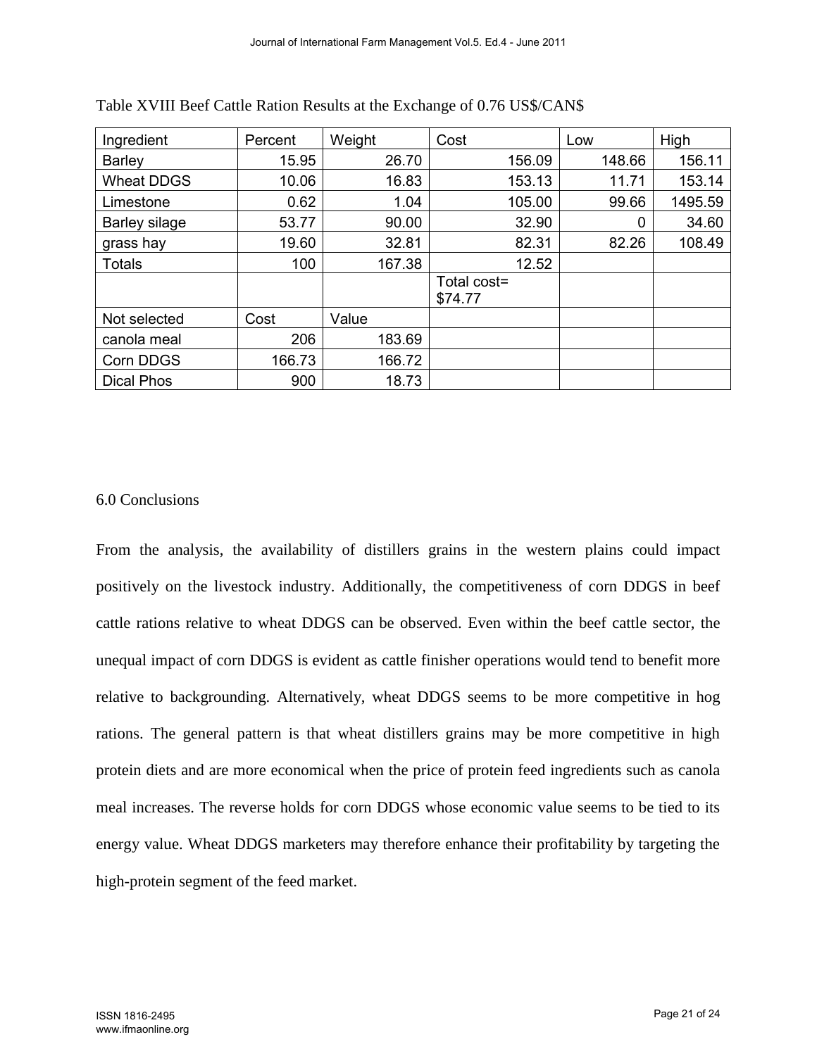Table XVIII Beef Cattle Ration Results at the Exchange of 0.76 US$/CAN$

| Ingredient | Percent | Weight | Cost | Low | High |
|---|---|---|---|---|---|
| Barley | 15.95 | 26.70 | 156.09 | 148.66 | 156.11 |
| Wheat DDGS | 10.06 | 16.83 | 153.13 | 11.71 | 153.14 |
| Limestone | 0.62 | 1.04 | 105.00 | 99.66 | 1495.59 |
| Barley silage | 53.77 | 90.00 | 32.90 | 0 | 34.60 |
| grass hay | 19.60 | 32.81 | 82.31 | 82.26 | 108.49 |
| Totals | 100 | 167.38 | 12.52 | | |
| | | | Total cost= $74.77 | | |
| Not selected | Cost | Value | | | |
| canola meal | 206 | 183.69 | | | |
| Corn DDGS | 166.73 | 166.72 | | | |
| Dical Phos | 900 | 18.73 | | | |

## 6.0 Conclusions

From the analysis, the availability of distillers grains in the western plains could impact positively on the livestock industry. Additionally, the competitiveness of corn DDGS in beef cattle rations relative to wheat DDGS can be observed. Even within the beef cattle sector, the unequal impact of corn DDGS is evident as cattle finisher operations would tend to benefit more relative to backgrounding. Alternatively, wheat DDGS seems to be more competitive in hog rations. The general pattern is that wheat distillers grains may be more competitive in high protein diets and are more economical when the price of protein feed ingredients such as canola meal increases. The reverse holds for corn DDGS whose economic value seems to be tied to its energy value. Wheat DDGS marketers may therefore enhance their profitability by targeting the high-protein segment of the feed market.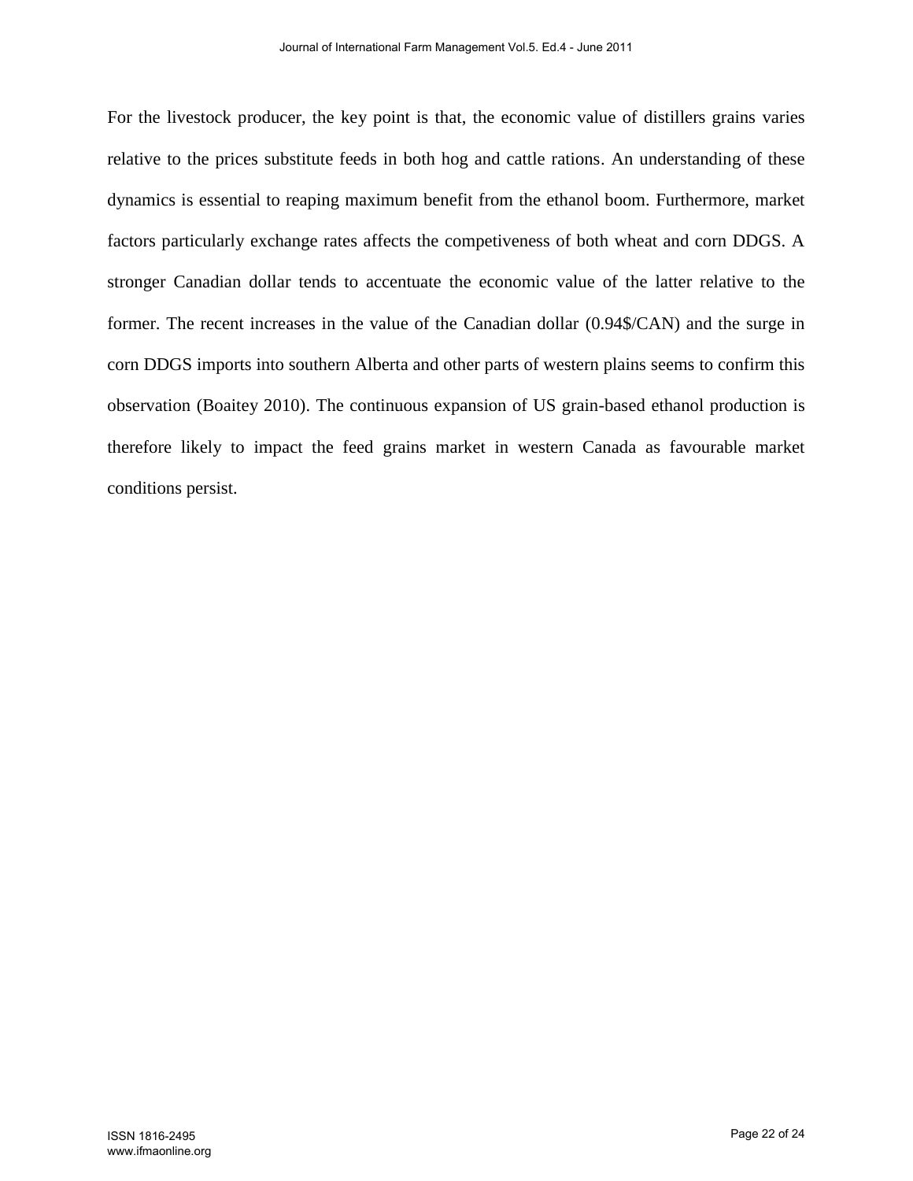For the livestock producer, the key point is that, the economic value of distillers grains varies relative to the prices substitute feeds in both hog and cattle rations. An understanding of these dynamics is essential to reaping maximum benefit from the ethanol boom. Furthermore, market factors particularly exchange rates affects the competiveness of both wheat and corn DDGS. A stronger Canadian dollar tends to accentuate the economic value of the latter relative to the former. The recent increases in the value of the Canadian dollar (0.94$/CAN) and the surge in corn DDGS imports into southern Alberta and other parts of western plains seems to confirm this observation (Boaitey 2010). The continuous expansion of US grain-based ethanol production is therefore likely to impact the feed grains market in western Canada as favourable market conditions persist.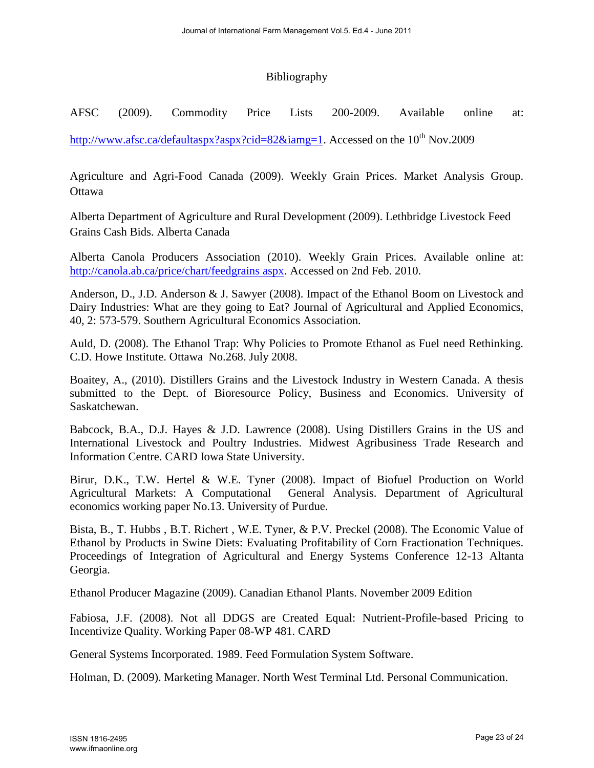# Bibliography

AFSC (2009). Commodity Price Lists 200-2009. Available online at: http://www.afsc.ca/defaultaspx?aspx?cid=82&iamg=1. Accessed on the 10th Nov.2009

Agriculture and Agri-Food Canada (2009). Weekly Grain Prices. Market Analysis Group. Ottawa

Alberta Department of Agriculture and Rural Development (2009). Lethbridge Livestock Feed Grains Cash Bids. Alberta Canada

Alberta Canola Producers Association (2010). Weekly Grain Prices. Available online at: http://canola.ab.ca/price/chart/feedgrains aspx. Accessed on 2nd Feb. 2010.

Anderson, D., J.D. Anderson & J. Sawyer (2008). Impact of the Ethanol Boom on Livestock and Dairy Industries: What are they going to Eat? Journal of Agricultural and Applied Economics, 40, 2: 573-579. Southern Agricultural Economics Association.

Auld, D. (2008). The Ethanol Trap: Why Policies to Promote Ethanol as Fuel need Rethinking. C.D. Howe Institute. Ottawa No.268. July 2008.

Boaitey, A., (2010). Distillers Grains and the Livestock Industry in Western Canada. A thesis submitted to the Dept. of Bioresource Policy, Business and Economics. University of Saskatchewan.

Babcock, B.A., D.J. Hayes & J.D. Lawrence (2008). Using Distillers Grains in the US and International Livestock and Poultry Industries. Midwest Agribusiness Trade Research and Information Centre. CARD Iowa State University.

Birur, D.K., T.W. Hertel & W.E. Tyner (2008). Impact of Biofuel Production on World Agricultural Markets: A Computational General Analysis. Department of Agricultural economics working paper No.13. University of Purdue.

Bista, B., T. Hubbs , B.T. Richert , W.E. Tyner, & P.V. Preckel (2008). The Economic Value of Ethanol by Products in Swine Diets: Evaluating Profitability of Corn Fractionation Techniques. Proceedings of Integration of Agricultural and Energy Systems Conference 12-13 Altanta Georgia.

Ethanol Producer Magazine (2009). Canadian Ethanol Plants. November 2009 Edition

Fabiosa, J.F. (2008). Not all DDGS are Created Equal: Nutrient-Profile-based Pricing to Incentivize Quality. Working Paper 08-WP 481. CARD

General Systems Incorporated. 1989. Feed Formulation System Software.

Holman, D. (2009). Marketing Manager. North West Terminal Ltd. Personal Communication.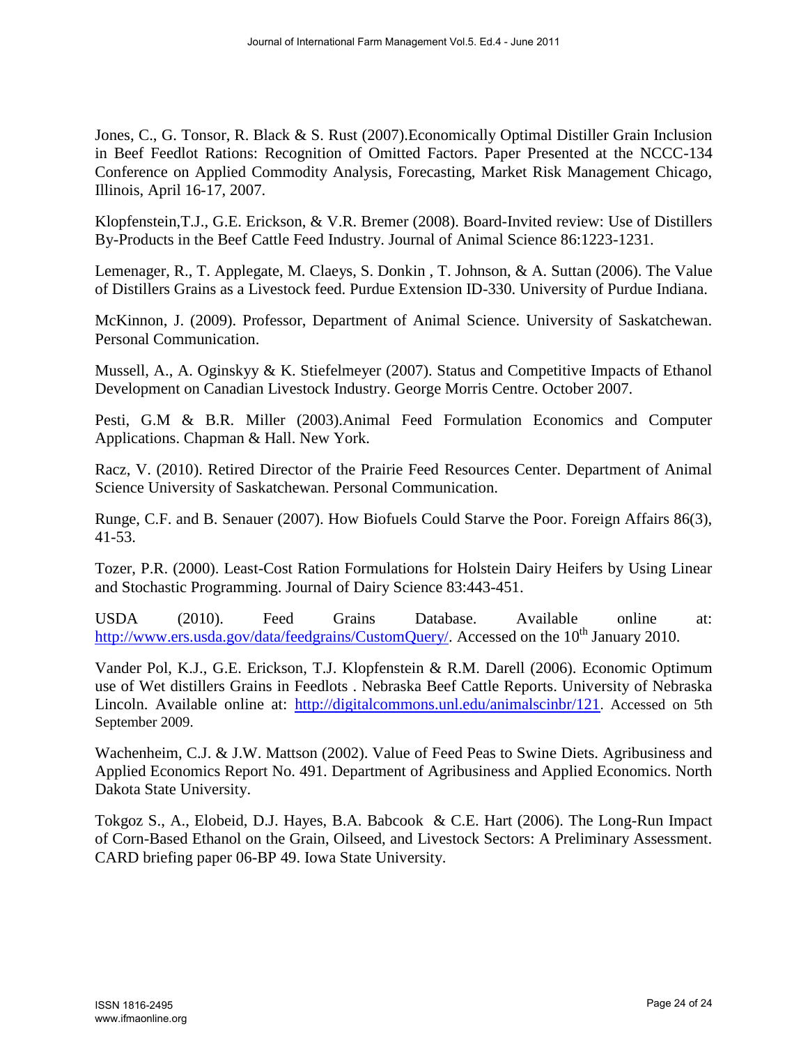Jones, C., G. Tonsor, R. Black & S. Rust (2007).Economically Optimal Distiller Grain Inclusion in Beef Feedlot Rations: Recognition of Omitted Factors. Paper Presented at the NCCC-134 Conference on Applied Commodity Analysis, Forecasting, Market Risk Management Chicago, Illinois, April 16-17, 2007.

Klopfenstein,T.J., G.E. Erickson, & V.R. Bremer (2008). Board-Invited review: Use of Distillers By-Products in the Beef Cattle Feed Industry. Journal of Animal Science 86:1223-1231.

Lemenager, R., T. Applegate, M. Claeys, S. Donkin , T. Johnson, & A. Suttan (2006). The Value of Distillers Grains as a Livestock feed. Purdue Extension ID-330. University of Purdue Indiana.

McKinnon, J. (2009). Professor, Department of Animal Science. University of Saskatchewan. Personal Communication.

Mussell, A., A. Oginskyy & K. Stiefelmeyer (2007). Status and Competitive Impacts of Ethanol Development on Canadian Livestock Industry. George Morris Centre. October 2007.

Pesti, G.M & B.R. Miller (2003).Animal Feed Formulation Economics and Computer Applications. Chapman & Hall. New York.

Racz, V. (2010). Retired Director of the Prairie Feed Resources Center. Department of Animal Science University of Saskatchewan. Personal Communication.

Runge, C.F. and B. Senauer (2007). How Biofuels Could Starve the Poor. Foreign Affairs 86(3), 41-53.

Tozer, P.R. (2000). Least-Cost Ration Formulations for Holstein Dairy Heifers by Using Linear and Stochastic Programming. Journal of Dairy Science 83:443-451.

USDA (2010). Feed Grains Database. Available online at: http://www.ers.usda.gov/data/feedgrains/CustomQuery/. Accessed on the 10th January 2010.

Vander Pol, K.J., G.E. Erickson, T.J. Klopfenstein & R.M. Darell (2006). Economic Optimum use of Wet distillers Grains in Feedlots . Nebraska Beef Cattle Reports. University of Nebraska Lincoln. Available online at: http://digitalcommons.unl.edu/animalscinbr/121. Accessed on 5th September 2009.

Wachenheim, C.J. & J.W. Mattson (2002). Value of Feed Peas to Swine Diets. Agribusiness and Applied Economics Report No. 491. Department of Agribusiness and Applied Economics. North Dakota State University.

Tokgoz S., A., Elobeid, D.J. Hayes, B.A. Babcook & C.E. Hart (2006). The Long-Run Impact of Corn-Based Ethanol on the Grain, Oilseed, and Livestock Sectors: A Preliminary Assessment. CARD briefing paper 06-BP 49. Iowa State University.